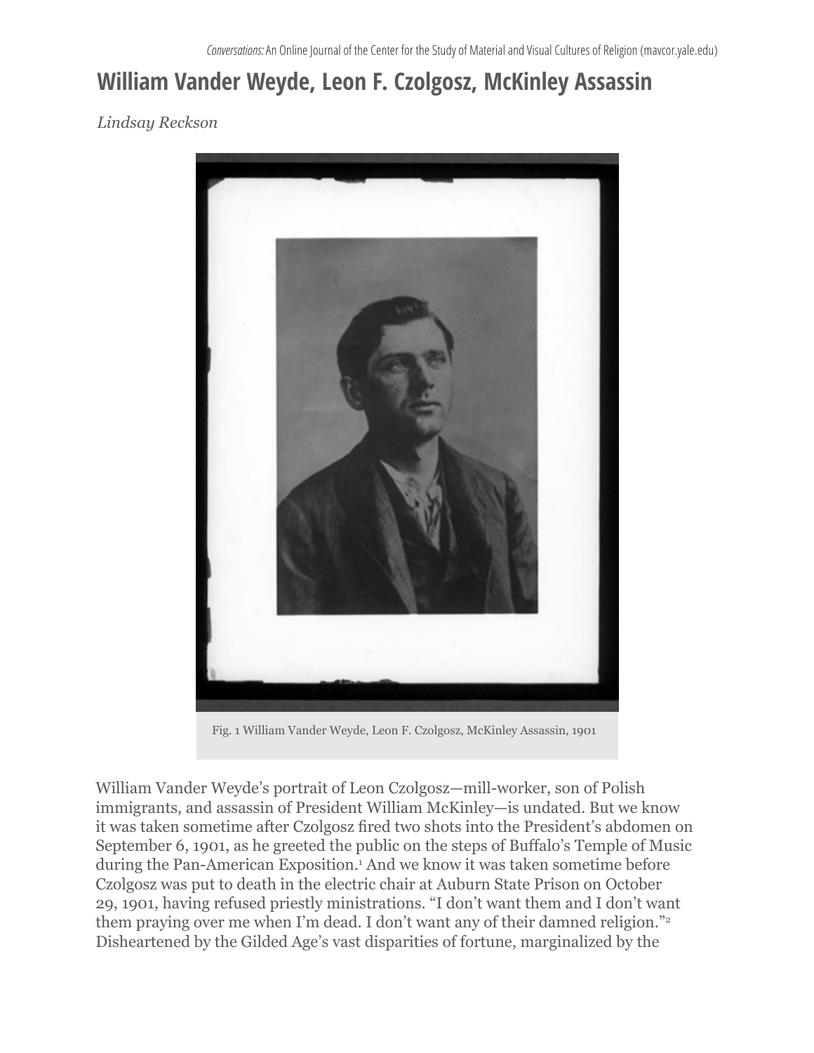# William Vander Weyde, Leon F. Czolgosz, McKinley Assassin

*Lindsay Reckson*

Fig. 1 William Vander Weyde, Leon F. Czolgosz, McKinley Assassin, 1901

William Vander Weyde's portrait of Leon Czolgosz—mill-worker, son of Polish immigrants, and assassin of President William McKinley—is undated. But we know it was taken sometime after Czolgosz fired two shots into the President's abdomen on September 6, 1901, as he greeted the public on the steps of Buffalo's Temple of Music during the Pan-American Exposition.[1] And we know it was taken sometime before Czolgosz was put to death in the electric chair at Auburn State Prison on October 29, 1901, having refused priestly ministrations. "I don't want them and I don't want them praying over me when I'm dead. I don't want any of their damned religion."[2] Disheartened by the Gilded Age's vast disparities of fortune, marginalized by the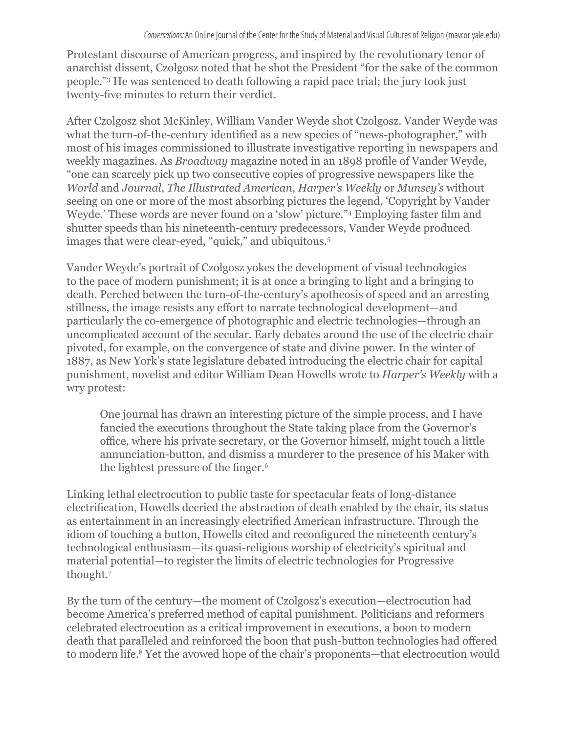Protestant discourse of American progress, and inspired by the revolutionary tenor of anarchist dissent, Czolgosz noted that he shot the President "for the sake of the common people."[3] He was sentenced to death following a rapid pace trial; the jury took just twenty-five minutes to return their verdict.

After Czolgosz shot McKinley, William Vander Weyde shot Czolgosz. Vander Weyde was what the turn-of-the-century identified as a new species of "news-photographer," with most of his images commissioned to illustrate investigative reporting in newspapers and weekly magazines. As *Broadway* magazine noted in an 1898 profile of Vander Weyde, "one can scarcely pick up two consecutive copies of progressive newspapers like the *World* and *Journal*, *The Illustrated American*, *Harper's Weekly* or *Munsey's* without seeing on one or more of the most absorbing pictures the legend, 'Copyright by Vander Weyde.' These words are never found on a 'slow' picture."[4] Employing faster film and shutter speeds than his nineteenth-century predecessors, Vander Weyde produced images that were clear-eyed, "quick," and ubiquitous.[5]

Vander Weyde's portrait of Czolgosz yokes the development of visual technologies to the pace of modern punishment; it is at once a bringing to light and a bringing to death. Perched between the turn-of-the-century's apotheosis of speed and an arresting stillness, the image resists any effort to narrate technological development—and particularly the co-emergence of photographic and electric technologies—through an uncomplicated account of the secular. Early debates around the use of the electric chair pivoted, for example, on the convergence of state and divine power. In the winter of 1887, as New York's state legislature debated introducing the electric chair for capital punishment, novelist and editor William Dean Howells wrote to *Harper's Weekly* with a wry protest:

> One journal has drawn an interesting picture of the simple process, and I have fancied the executions throughout the State taking place from the Governor's office, where his private secretary, or the Governor himself, might touch a little annunciation-button, and dismiss a murderer to the presence of his Maker with the lightest pressure of the finger.[6]

Linking lethal electrocution to public taste for spectacular feats of long-distance electrification, Howells decried the abstraction of death enabled by the chair, its status as entertainment in an increasingly electrified American infrastructure. Through the idiom of touching a button, Howells cited and reconfigured the nineteenth century's technological enthusiasm—its quasi-religious worship of electricity's spiritual and material potential—to register the limits of electric technologies for Progressive thought.[7]

By the turn of the century—the moment of Czolgosz's execution—electrocution had become America's preferred method of capital punishment. Politicians and reformers celebrated electrocution as a critical improvement in executions, a boon to modern death that paralleled and reinforced the boon that push-button technologies had offered to modern life.[8] Yet the avowed hope of the chair's proponents—that electrocution would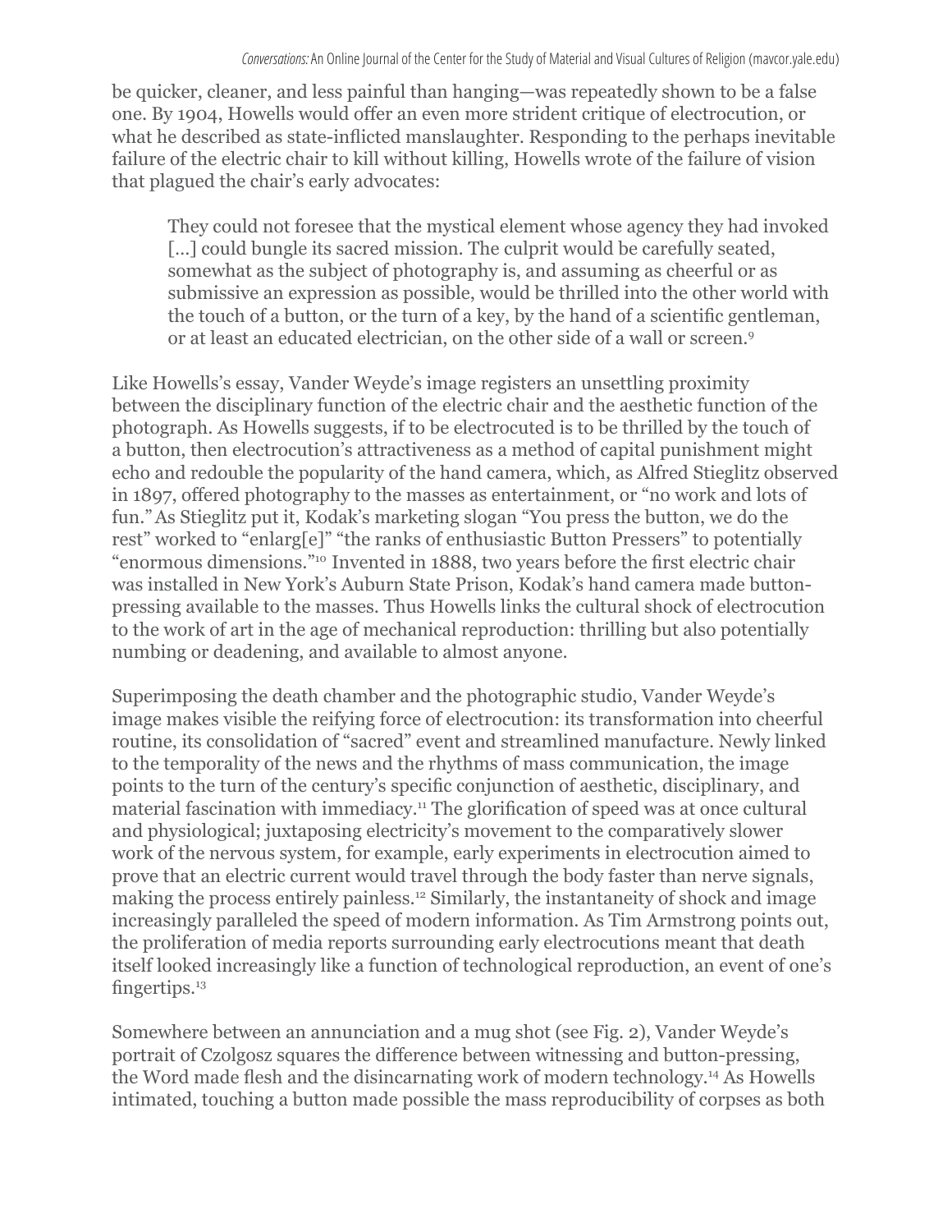be quicker, cleaner, and less painful than hanging—was repeatedly shown to be a false one. By 1904, Howells would offer an even more strident critique of electrocution, or what he described as state-inflicted manslaughter. Responding to the perhaps inevitable failure of the electric chair to kill without killing, Howells wrote of the failure of vision that plagued the chair's early advocates:

> They could not foresee that the mystical element whose agency they had invoked [...] could bungle its sacred mission. The culprit would be carefully seated, somewhat as the subject of photography is, and assuming as cheerful or as submissive an expression as possible, would be thrilled into the other world with the touch of a button, or the turn of a key, by the hand of a scientific gentleman, or at least an educated electrician, on the other side of a wall or screen.[9]

Like Howells's essay, Vander Weyde's image registers an unsettling proximity between the disciplinary function of the electric chair and the aesthetic function of the photograph. As Howells suggests, if to be electrocuted is to be thrilled by the touch of a button, then electrocution's attractiveness as a method of capital punishment might echo and redouble the popularity of the hand camera, which, as Alfred Stieglitz observed in 1897, offered photography to the masses as entertainment, or "no work and lots of fun." As Stieglitz put it, Kodak's marketing slogan "You press the button, we do the rest" worked to "enlarg[e]" "the ranks of enthusiastic Button Pressers" to potentially "enormous dimensions."[10] Invented in 1888, two years before the first electric chair was installed in New York's Auburn State Prison, Kodak's hand camera made button-pressing available to the masses. Thus Howells links the cultural shock of electrocution to the work of art in the age of mechanical reproduction: thrilling but also potentially numbing or deadening, and available to almost anyone.

Superimposing the death chamber and the photographic studio, Vander Weyde's image makes visible the reifying force of electrocution: its transformation into cheerful routine, its consolidation of "sacred" event and streamlined manufacture. Newly linked to the temporality of the news and the rhythms of mass communication, the image points to the turn of the century's specific conjunction of aesthetic, disciplinary, and material fascination with immediacy.[11] The glorification of speed was at once cultural and physiological; juxtaposing electricity's movement to the comparatively slower work of the nervous system, for example, early experiments in electrocution aimed to prove that an electric current would travel through the body faster than nerve signals, making the process entirely painless.[12] Similarly, the instantaneity of shock and image increasingly paralleled the speed of modern information. As Tim Armstrong points out, the proliferation of media reports surrounding early electrocutions meant that death itself looked increasingly like a function of technological reproduction, an event of one's fingertips.[13]

Somewhere between an annunciation and a mug shot (see Fig. 2), Vander Weyde's portrait of Czolgosz squares the difference between witnessing and button-pressing, the Word made flesh and the disincarnating work of modern technology.[14] As Howells intimated, touching a button made possible the mass reproducibility of corpses as both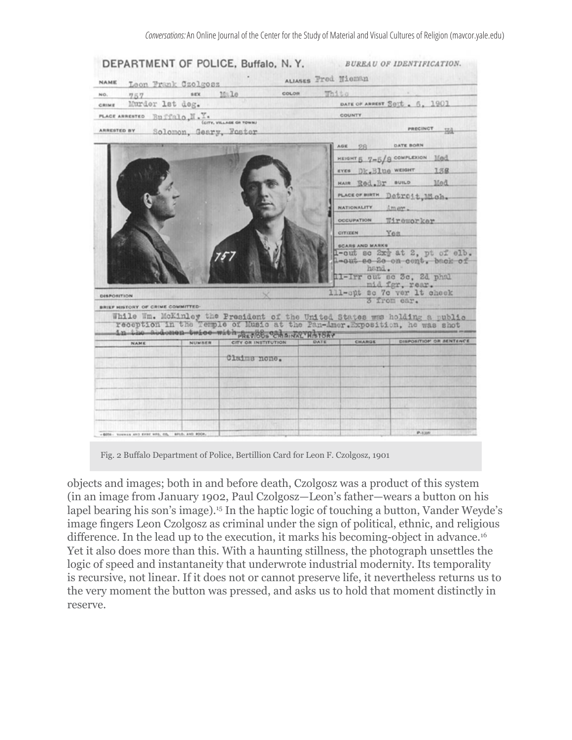Fig. 2 Buffalo Department of Police, Bertillion Card for Leon F. Czolgosz, 1901

objects and images; both in and before death, Czolgosz was a product of this system (in an image from January 1902, Paul Czolgosz—Leon's father—wears a button on his lapel bearing his son's image).[15] In the haptic logic of touching a button, Vander Weyde's image fingers Leon Czolgosz as criminal under the sign of political, ethnic, and religious difference. In the lead up to the execution, it marks his becoming-object in advance.[16] Yet it also does more than this. With a haunting stillness, the photograph unsettles the logic of speed and instantaneity that underwrote industrial modernity. Its temporality is recursive, not linear. If it does not or cannot preserve life, it nevertheless returns us to the very moment the button was pressed, and asks us to hold that moment distinctly in reserve.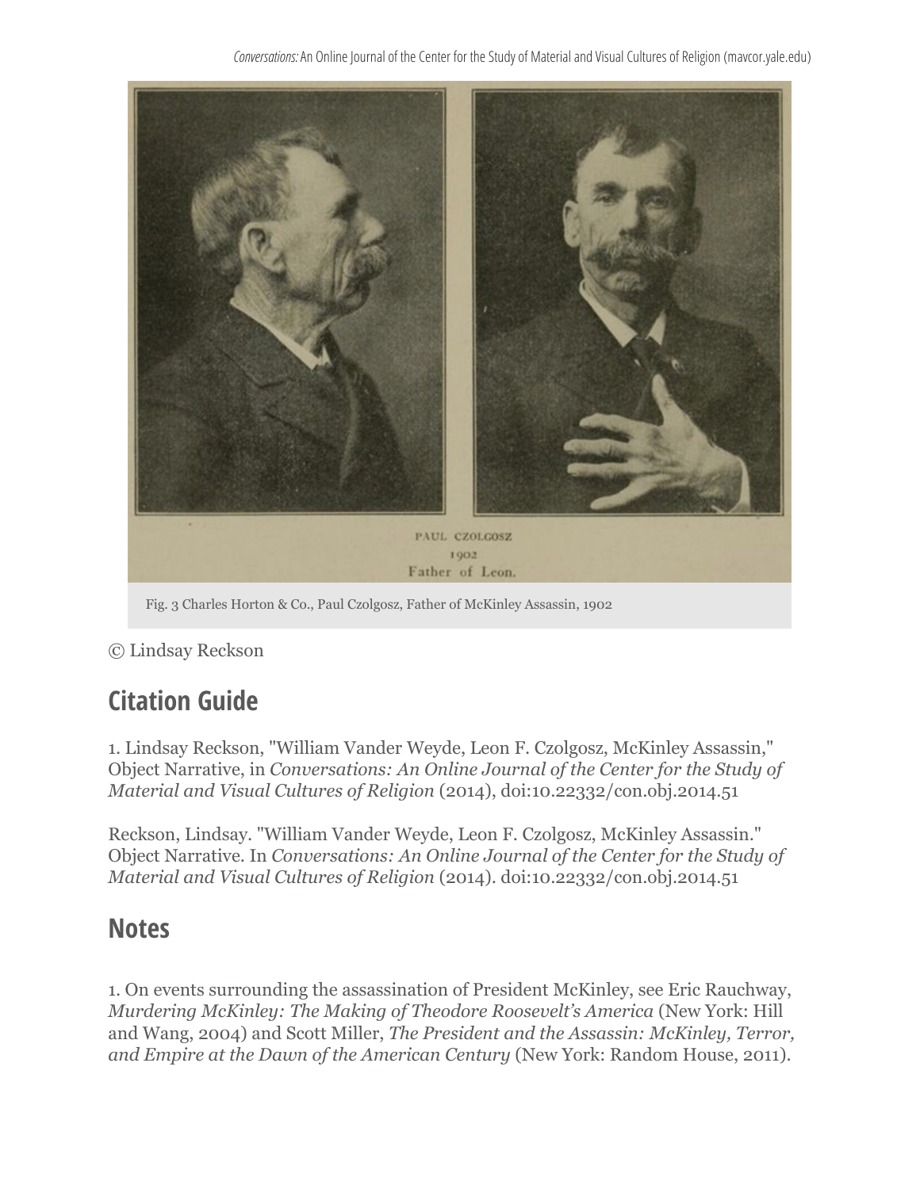PAUL CZOLGOSZ
1902
Father of Leon.

Fig. 3 Charles Horton & Co., Paul Czolgosz, Father of McKinley Assassin, 1902

© Lindsay Reckson

## Citation Guide

1. Lindsay Reckson, "William Vander Weyde, Leon F. Czolgosz, McKinley Assassin," Object Narrative, in *Conversations: An Online Journal of the Center for the Study of Material and Visual Cultures of Religion* (2014), doi:10.22332/con.obj.2014.51

Reckson, Lindsay. "William Vander Weyde, Leon F. Czolgosz, McKinley Assassin." Object Narrative. In *Conversations: An Online Journal of the Center for the Study of Material and Visual Cultures of Religion* (2014). doi:10.22332/con.obj.2014.51

## Notes

1. On events surrounding the assassination of President McKinley, see Eric Rauchway, *Murdering McKinley: The Making of Theodore Roosevelt's America* (New York: Hill and Wang, 2004) and Scott Miller, *The President and the Assassin: McKinley, Terror, and Empire at the Dawn of the American Century* (New York: Random House, 2011).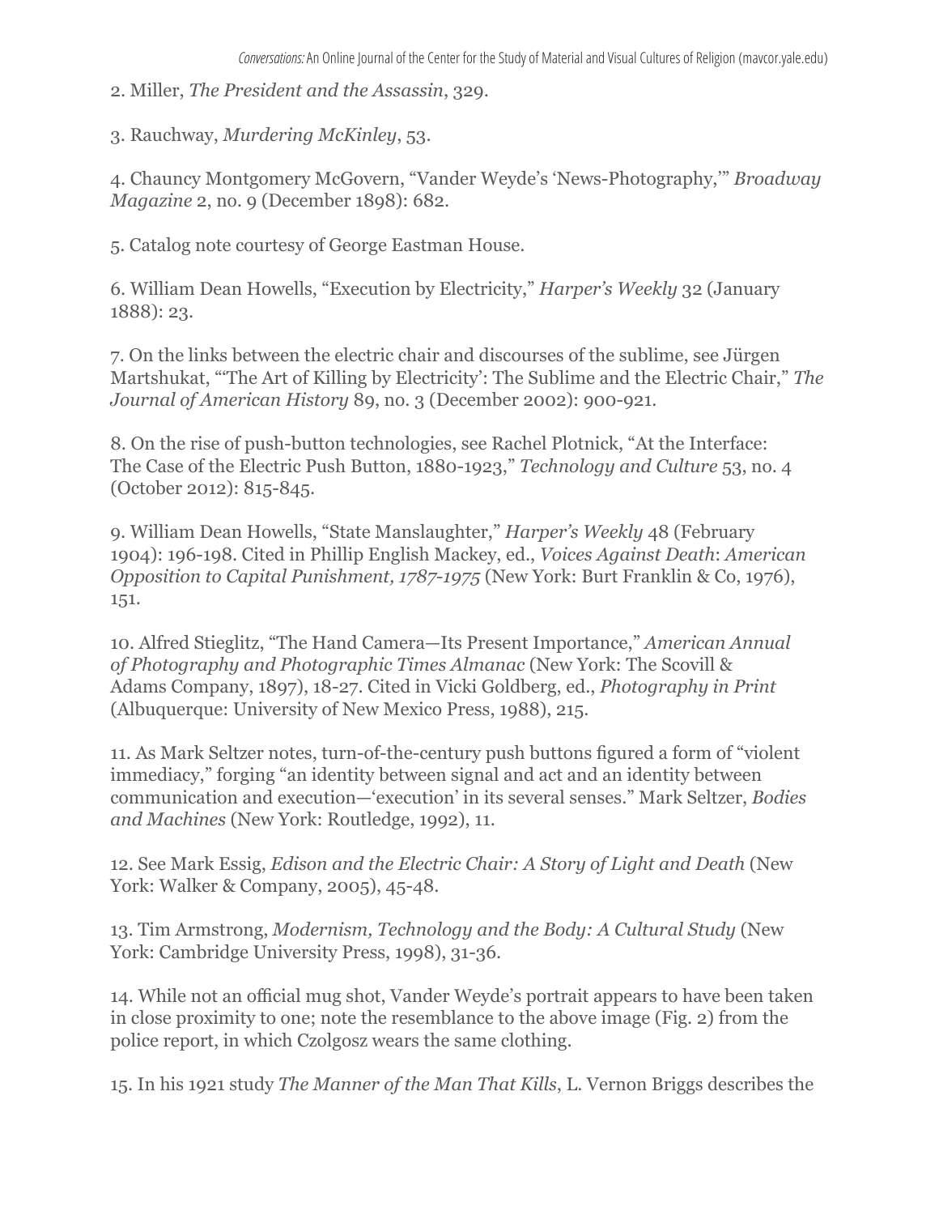2. Miller, *The President and the Assassin*, 329.

3. Rauchway, *Murdering McKinley*, 53.

4. Chauncy Montgomery McGovern, "Vander Weyde's 'News-Photography,'" *Broadway Magazine* 2, no. 9 (December 1898): 682.

5. Catalog note courtesy of George Eastman House.

6. William Dean Howells, "Execution by Electricity," *Harper's Weekly* 32 (January 1888): 23.

7. On the links between the electric chair and discourses of the sublime, see Jürgen Martshukat, "'The Art of Killing by Electricity': The Sublime and the Electric Chair," *The Journal of American History* 89, no. 3 (December 2002): 900-921.

8. On the rise of push-button technologies, see Rachel Plotnick, "At the Interface: The Case of the Electric Push Button, 1880-1923," *Technology and Culture* 53, no. 4 (October 2012): 815-845.

9. William Dean Howells, "State Manslaughter," *Harper's Weekly* 48 (February 1904): 196-198. Cited in Phillip English Mackey, ed., *Voices Against Death*: *American Opposition to Capital Punishment, 1787-1975* (New York: Burt Franklin & Co, 1976), 151.

10. Alfred Stieglitz, "The Hand Camera—Its Present Importance," *American Annual of Photography and Photographic Times Almanac* (New York: The Scovill & Adams Company, 1897), 18-27. Cited in Vicki Goldberg, ed., *Photography in Print* (Albuquerque: University of New Mexico Press, 1988), 215.

11. As Mark Seltzer notes, turn-of-the-century push buttons figured a form of "violent immediacy," forging "an identity between signal and act and an identity between communication and execution—'execution' in its several senses." Mark Seltzer, *Bodies and Machines* (New York: Routledge, 1992), 11.

12. See Mark Essig, *Edison and the Electric Chair: A Story of Light and Death* (New York: Walker & Company, 2005), 45-48.

13. Tim Armstrong, *Modernism, Technology and the Body: A Cultural Study* (New York: Cambridge University Press, 1998), 31-36.

14. While not an official mug shot, Vander Weyde's portrait appears to have been taken in close proximity to one; note the resemblance to the above image (Fig. 2) from the police report, in which Czolgosz wears the same clothing.

15. In his 1921 study *The Manner of the Man That Kills*, L. Vernon Briggs describes the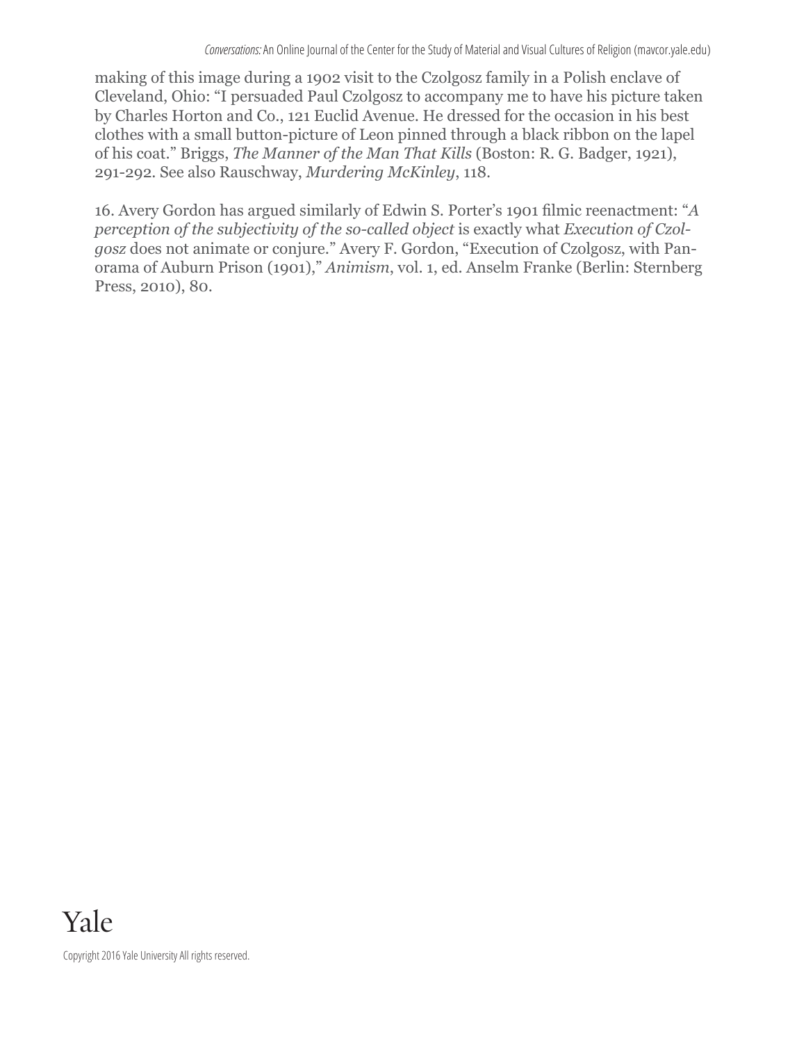making of this image during a 1902 visit to the Czolgosz family in a Polish enclave of Cleveland, Ohio: "I persuaded Paul Czolgosz to accompany me to have his picture taken by Charles Horton and Co., 121 Euclid Avenue. He dressed for the occasion in his best clothes with a small button-picture of Leon pinned through a black ribbon on the lapel of his coat." Briggs, *The Manner of the Man That Kills* (Boston: R. G. Badger, 1921), 291-292. See also Rauschway, *Murdering McKinley*, 118.

16. Avery Gordon has argued similarly of Edwin S. Porter's 1901 filmic reenactment: "*A perception of the subjectivity of the so-called object* is exactly what *Execution of Czolgosz* does not animate or conjure." Avery F. Gordon, "Execution of Czolgosz, with Panorama of Auburn Prison (1901)," *Animism*, vol. 1, ed. Anselm Franke (Berlin: Sternberg Press, 2010), 80.